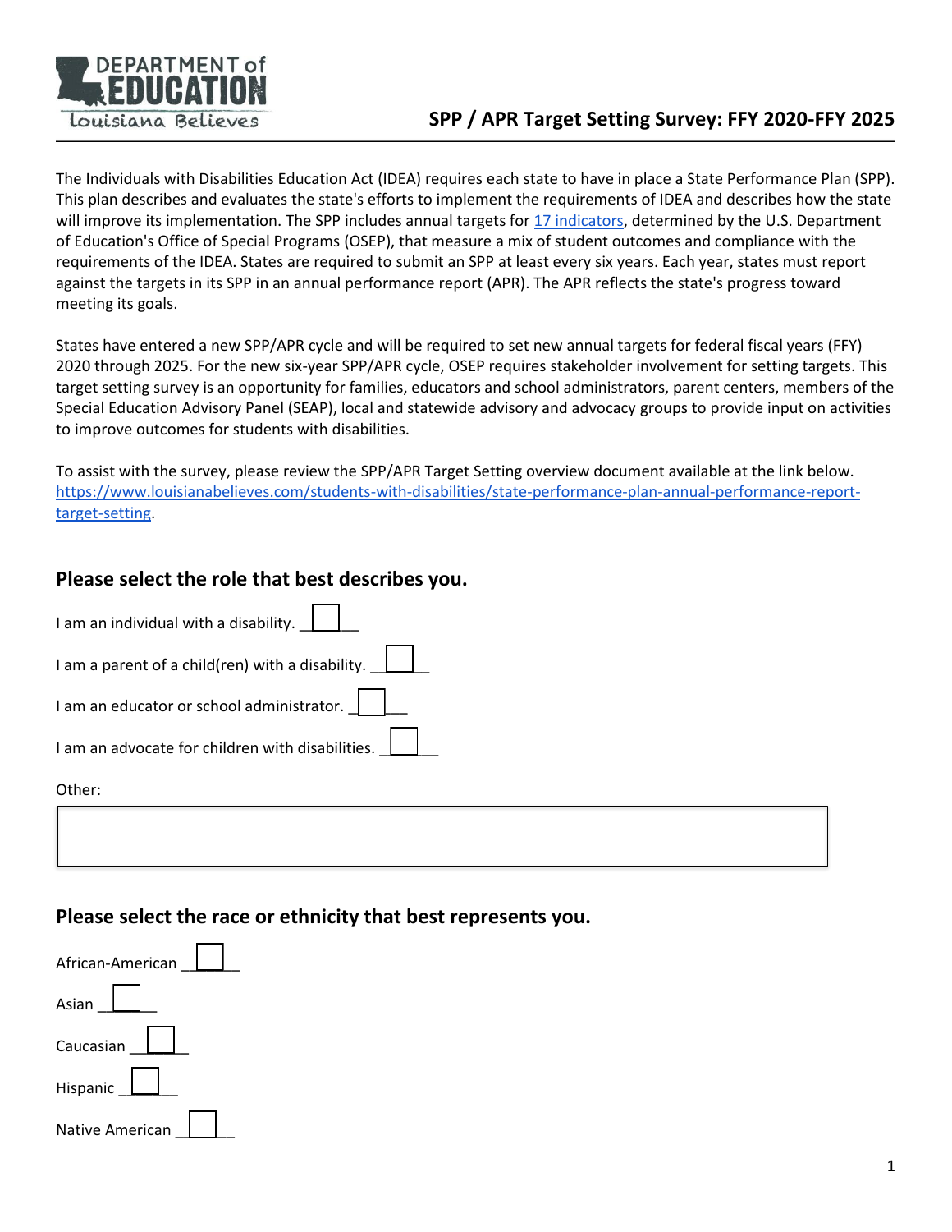DEPARTMENT of EDUCATION
Louisiana Believes

# SPP / APR Target Setting Survey: FFY 2020-FFY 2025

The Individuals with Disabilities Education Act (IDEA) requires each state to have in place a State Performance Plan (SPP). This plan describes and evaluates the state's efforts to implement the requirements of IDEA and describes how the state will improve its implementation. The SPP includes annual targets for [17 indicators](), determined by the U.S. Department of Education's Office of Special Programs (OSEP), that measure a mix of student outcomes and compliance with the requirements of the IDEA. States are required to submit an SPP at least every six years. Each year, states must report against the targets in its SPP in an annual performance report (APR). The APR reflects the state's progress toward meeting its goals.

States have entered a new SPP/APR cycle and will be required to set new annual targets for federal fiscal years (FFY) 2020 through 2025. For the new six-year SPP/APR cycle, OSEP requires stakeholder involvement for setting targets. This target setting survey is an opportunity for families, educators and school administrators, parent centers, members of the Special Education Advisory Panel (SEAP), local and statewide advisory and advocacy groups to provide input on activities to improve outcomes for students with disabilities.

To assist with the survey, please review the SPP/APR Target Setting overview document available at the link below. [https://www.louisianabelieves.com/students-with-disabilities/state-performance-plan-annual-performance-report-target-setting](https://www.louisianabelieves.com/students-with-disabilities/state-performance-plan-annual-performance-report-target-setting).

## Please select the role that best describes you.

I am an individual with a disability. ☐

I am a parent of a child(ren) with a disability. ☐

I am an educator or school administrator. ☐

I am an advocate for children with disabilities. ☐

Other:

______________________________

## Please select the race or ethnicity that best represents you.

African-American ☐

Asian ☐

Caucasian ☐

Hispanic ☐

Native American ☐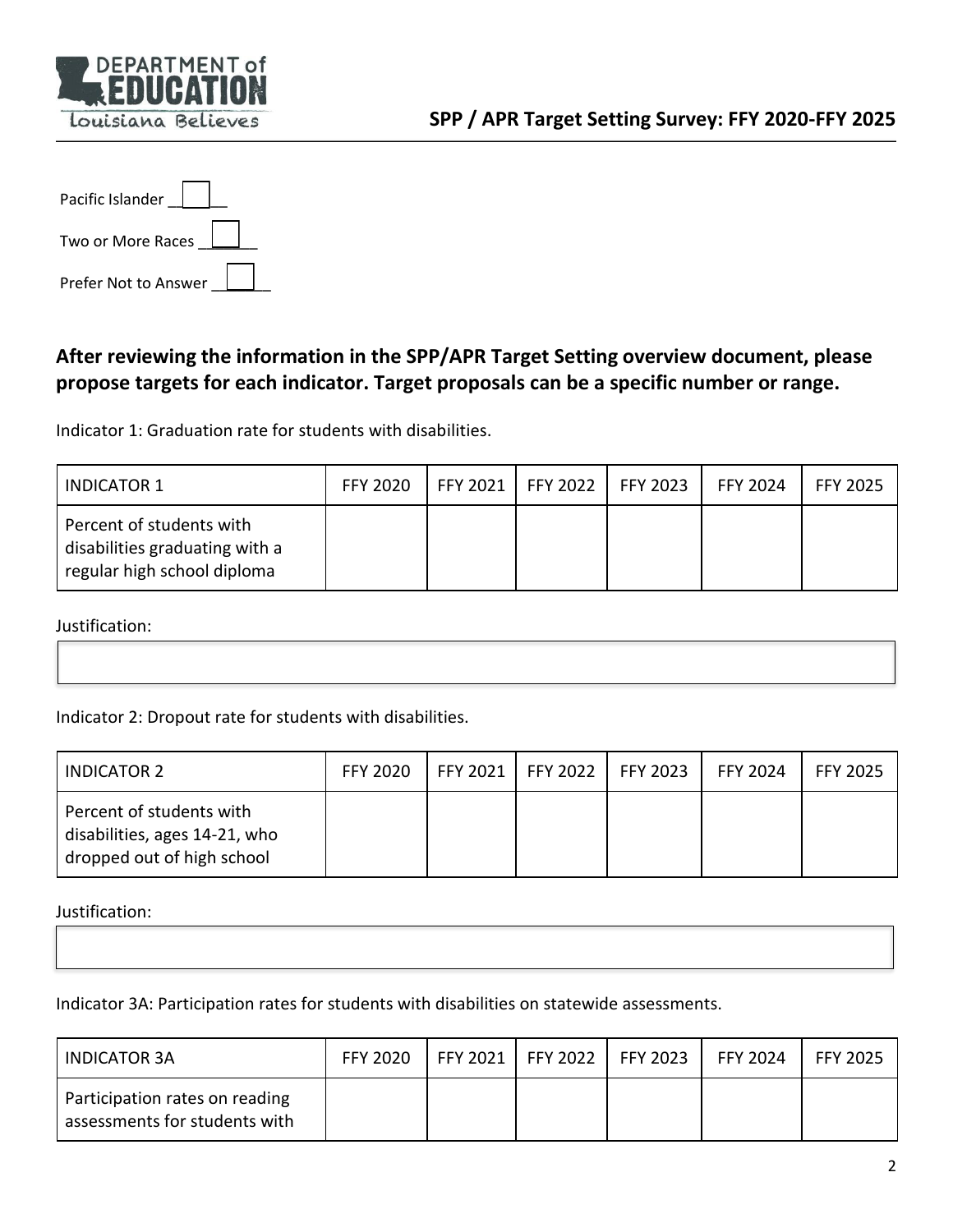Pacific Islander ☐

Two or More Races ☐

Prefer Not to Answer ☐

**After reviewing the information in the SPP/APR Target Setting overview document, please propose targets for each indicator. Target proposals can be a specific number or range.**

Indicator 1: Graduation rate for students with disabilities.

| INDICATOR 1 | FFY 2020 | FFY 2021 | FFY 2022 | FFY 2023 | FFY 2024 | FFY 2025 |
|---|---|---|---|---|---|---|
| Percent of students with disabilities graduating with a regular high school diploma | | | | | | |

Justification:

Indicator 2: Dropout rate for students with disabilities.

| INDICATOR 2 | FFY 2020 | FFY 2021 | FFY 2022 | FFY 2023 | FFY 2024 | FFY 2025 |
|---|---|---|---|---|---|---|
| Percent of students with disabilities, ages 14-21, who dropped out of high school | | | | | | |

Justification:

Indicator 3A: Participation rates for students with disabilities on statewide assessments.

| INDICATOR 3A | FFY 2020 | FFY 2021 | FFY 2022 | FFY 2023 | FFY 2024 | FFY 2025 |
|---|---|---|---|---|---|---|
| Participation rates on reading assessments for students with | | | | | | |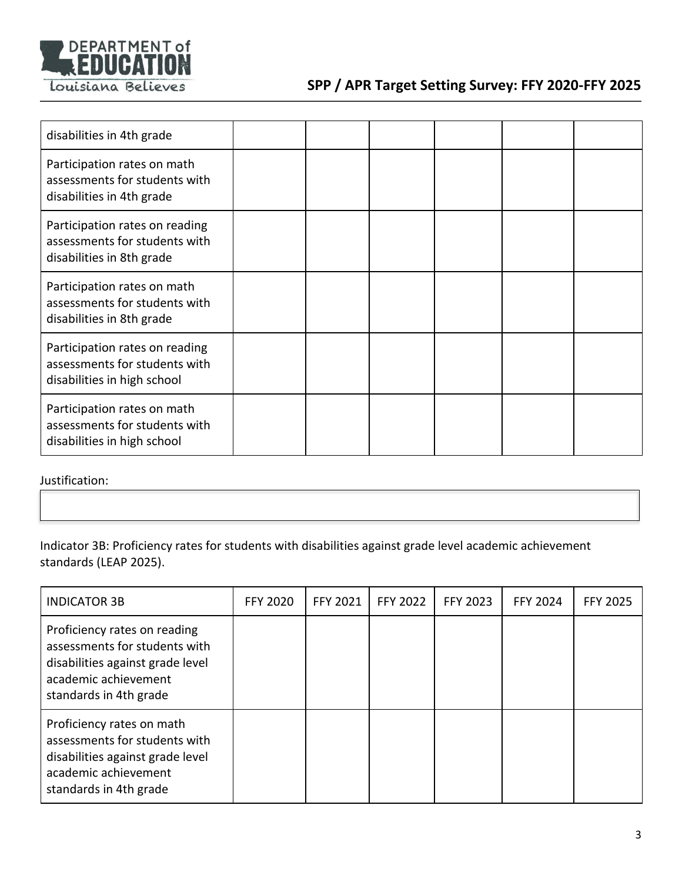| | | | | | | |
|---|---|---|---|---|---|---|
| disabilities in 4th grade | | | | | | |
| Participation rates on math assessments for students with disabilities in 4th grade | | | | | | |
| Participation rates on reading assessments for students with disabilities in 8th grade | | | | | | |
| Participation rates on math assessments for students with disabilities in 8th grade | | | | | | |
| Participation rates on reading assessments for students with disabilities in high school | | | | | | |
| Participation rates on math assessments for students with disabilities in high school | | | | | | |

Justification:

Indicator 3B: Proficiency rates for students with disabilities against grade level academic achievement standards (LEAP 2025).

| INDICATOR 3B | FFY 2020 | FFY 2021 | FFY 2022 | FFY 2023 | FFY 2024 | FFY 2025 |
|---|---|---|---|---|---|---|
| Proficiency rates on reading assessments for students with disabilities against grade level academic achievement standards in 4th grade | | | | | | |
| Proficiency rates on math assessments for students with disabilities against grade level academic achievement standards in 4th grade | | | | | | |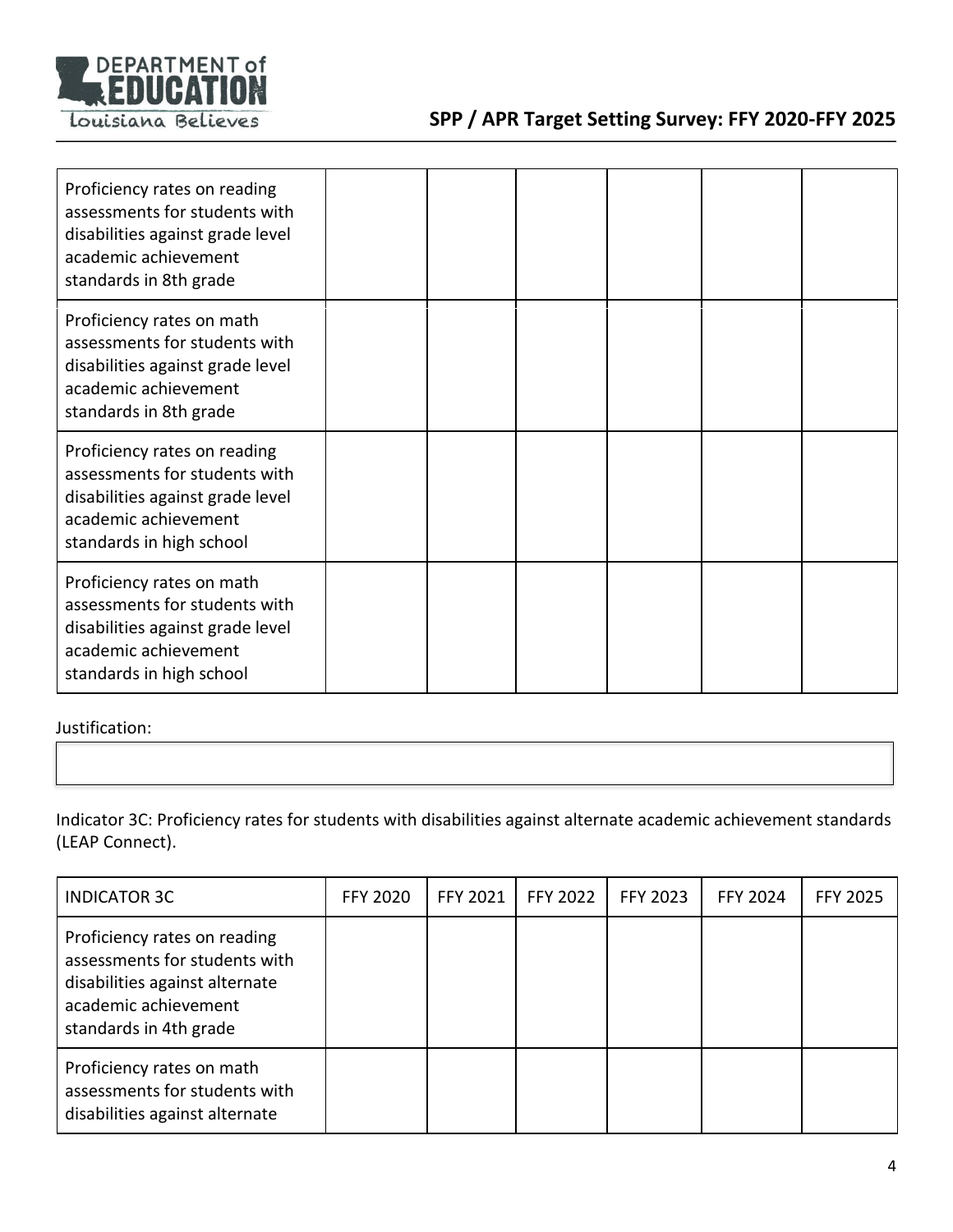| | | | | | | |
|---|---|---|---|---|---|---|
| Proficiency rates on reading assessments for students with disabilities against grade level academic achievement standards in 8th grade | | | | | | |
| Proficiency rates on math assessments for students with disabilities against grade level academic achievement standards in 8th grade | | | | | | |
| Proficiency rates on reading assessments for students with disabilities against grade level academic achievement standards in high school | | | | | | |
| Proficiency rates on math assessments for students with disabilities against grade level academic achievement standards in high school | | | | | | |

Justification:

Indicator 3C: Proficiency rates for students with disabilities against alternate academic achievement standards (LEAP Connect).

| INDICATOR 3C | FFY 2020 | FFY 2021 | FFY 2022 | FFY 2023 | FFY 2024 | FFY 2025 |
|---|---|---|---|---|---|---|
| Proficiency rates on reading assessments for students with disabilities against alternate academic achievement standards in 4th grade | | | | | | |
| Proficiency rates on math assessments for students with disabilities against alternate | | | | | | |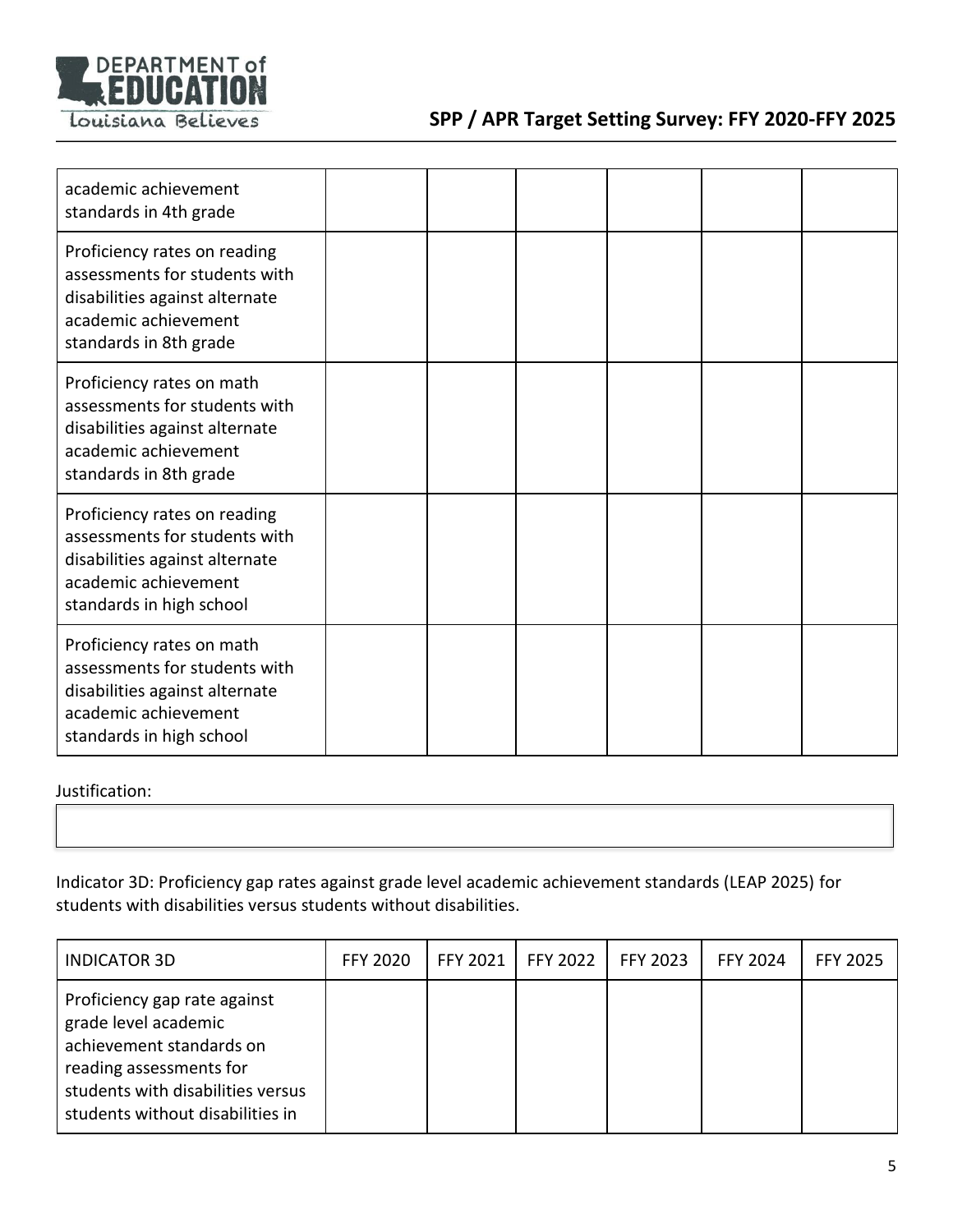| | | | | | | |
|---|---|---|---|---|---|---|
| academic achievement standards in 4th grade | | | | | | |
| Proficiency rates on reading assessments for students with disabilities against alternate academic achievement standards in 8th grade | | | | | | |
| Proficiency rates on math assessments for students with disabilities against alternate academic achievement standards in 8th grade | | | | | | |
| Proficiency rates on reading assessments for students with disabilities against alternate academic achievement standards in high school | | | | | | |
| Proficiency rates on math assessments for students with disabilities against alternate academic achievement standards in high school | | | | | | |

Justification:

Indicator 3D: Proficiency gap rates against grade level academic achievement standards (LEAP 2025) for students with disabilities versus students without disabilities.

| INDICATOR 3D | FFY 2020 | FFY 2021 | FFY 2022 | FFY 2023 | FFY 2024 | FFY 2025 |
|---|---|---|---|---|---|---|
| Proficiency gap rate against grade level academic achievement standards on reading assessments for students with disabilities versus students without disabilities in | | | | | | |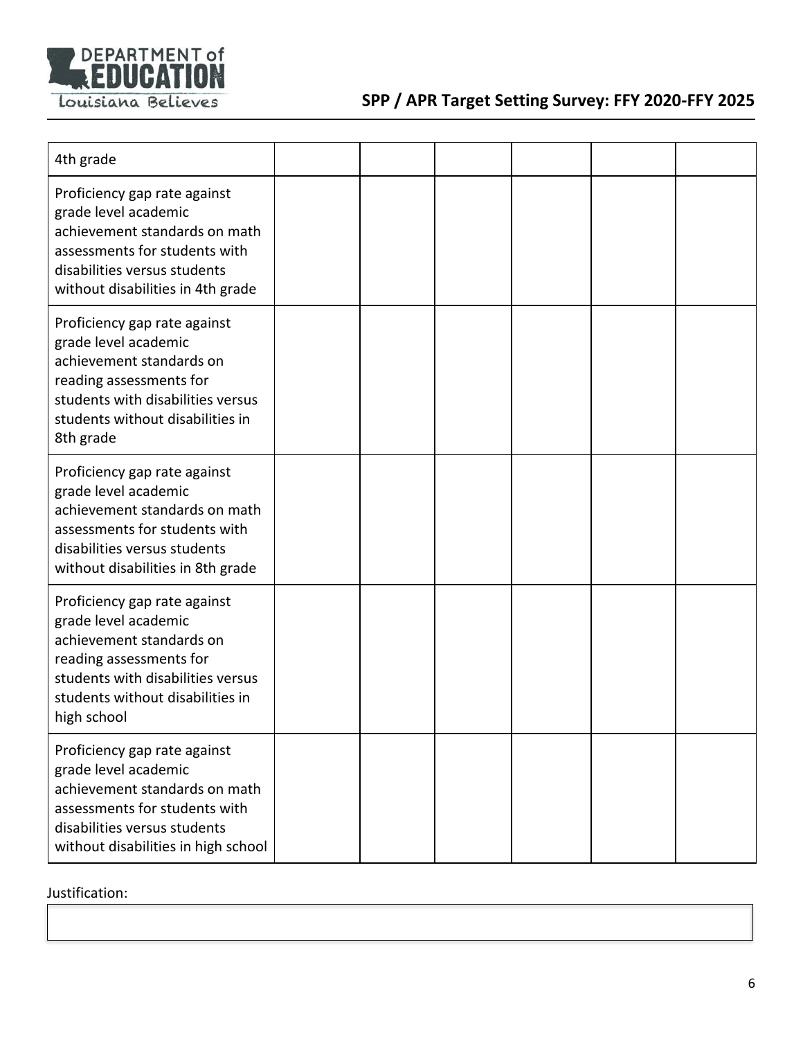| | | | | | | |
|---|---|---|---|---|---|---|
| 4th grade | | | | | | |
| Proficiency gap rate against grade level academic achievement standards on math assessments for students with disabilities versus students without disabilities in 4th grade | | | | | | |
| Proficiency gap rate against grade level academic achievement standards on reading assessments for students with disabilities versus students without disabilities in 8th grade | | | | | | |
| Proficiency gap rate against grade level academic achievement standards on math assessments for students with disabilities versus students without disabilities in 8th grade | | | | | | |
| Proficiency gap rate against grade level academic achievement standards on reading assessments for students with disabilities versus students without disabilities in high school | | | | | | |
| Proficiency gap rate against grade level academic achievement standards on math assessments for students with disabilities versus students without disabilities in high school | | | | | | |

Justification: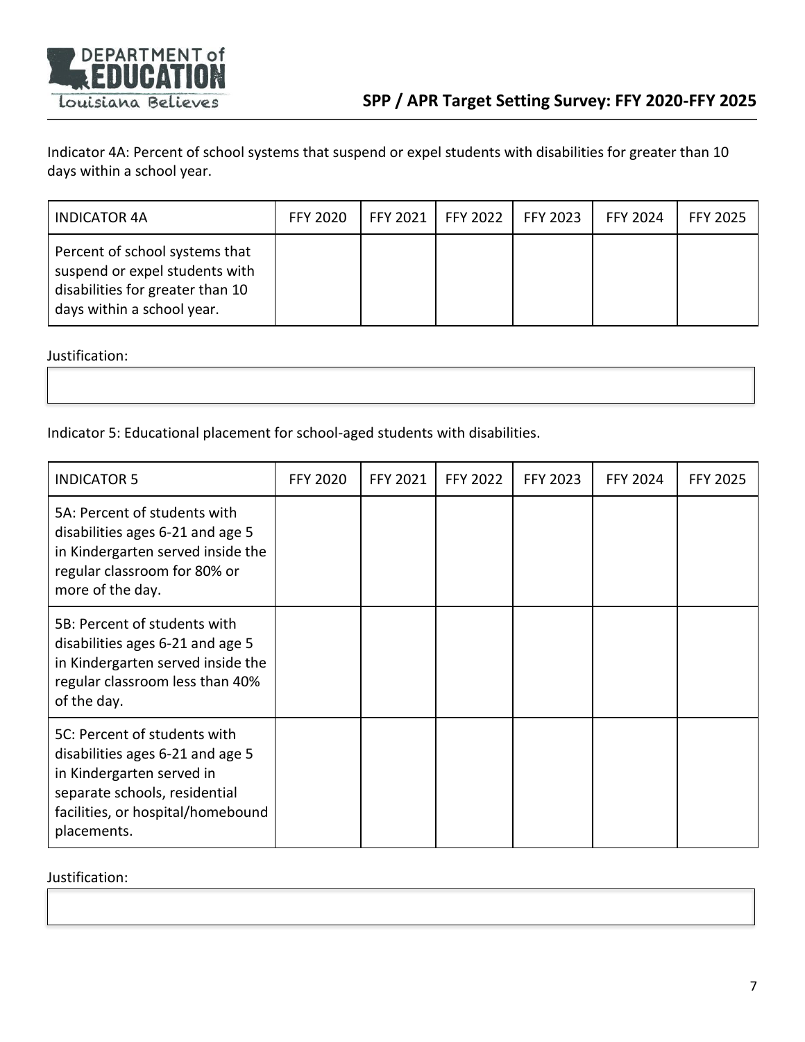Indicator 4A: Percent of school systems that suspend or expel students with disabilities for greater than 10 days within a school year.

| INDICATOR 4A | FFY 2020 | FFY 2021 | FFY 2022 | FFY 2023 | FFY 2024 | FFY 2025 |
|---|---|---|---|---|---|---|
| Percent of school systems that suspend or expel students with disabilities for greater than 10 days within a school year. | | | | | | |

Justification:

Indicator 5: Educational placement for school-aged students with disabilities.

| INDICATOR 5 | FFY 2020 | FFY 2021 | FFY 2022 | FFY 2023 | FFY 2024 | FFY 2025 |
|---|---|---|---|---|---|---|
| 5A: Percent of students with disabilities ages 6-21 and age 5 in Kindergarten served inside the regular classroom for 80% or more of the day. | | | | | | |
| 5B: Percent of students with disabilities ages 6-21 and age 5 in Kindergarten served inside the regular classroom less than 40% of the day. | | | | | | |
| 5C: Percent of students with disabilities ages 6-21 and age 5 in Kindergarten served in separate schools, residential facilities, or hospital/homebound placements. | | | | | | |

Justification: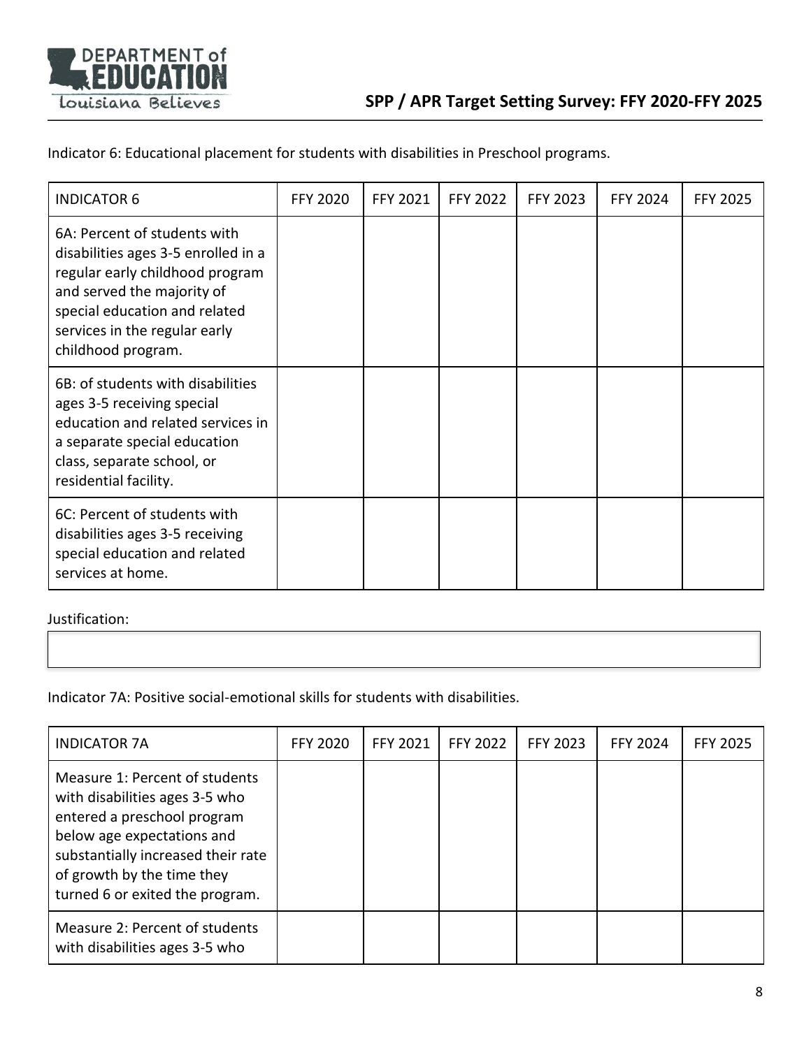Indicator 6: Educational placement for students with disabilities in Preschool programs.

| INDICATOR 6 | FFY 2020 | FFY 2021 | FFY 2022 | FFY 2023 | FFY 2024 | FFY 2025 |
|---|---|---|---|---|---|---|
| 6A: Percent of students with disabilities ages 3-5 enrolled in a regular early childhood program and served the majority of special education and related services in the regular early childhood program. | | | | | | |
| 6B: of students with disabilities ages 3-5 receiving special education and related services in a separate special education class, separate school, or residential facility. | | | | | | |
| 6C: Percent of students with disabilities ages 3-5 receiving special education and related services at home. | | | | | | |

Justification:

Indicator 7A: Positive social-emotional skills for students with disabilities.

| INDICATOR 7A | FFY 2020 | FFY 2021 | FFY 2022 | FFY 2023 | FFY 2024 | FFY 2025 |
|---|---|---|---|---|---|---|
| Measure 1: Percent of students with disabilities ages 3-5 who entered a preschool program below age expectations and substantially increased their rate of growth by the time they turned 6 or exited the program. | | | | | | |
| Measure 2: Percent of students with disabilities ages 3-5 who | | | | | | |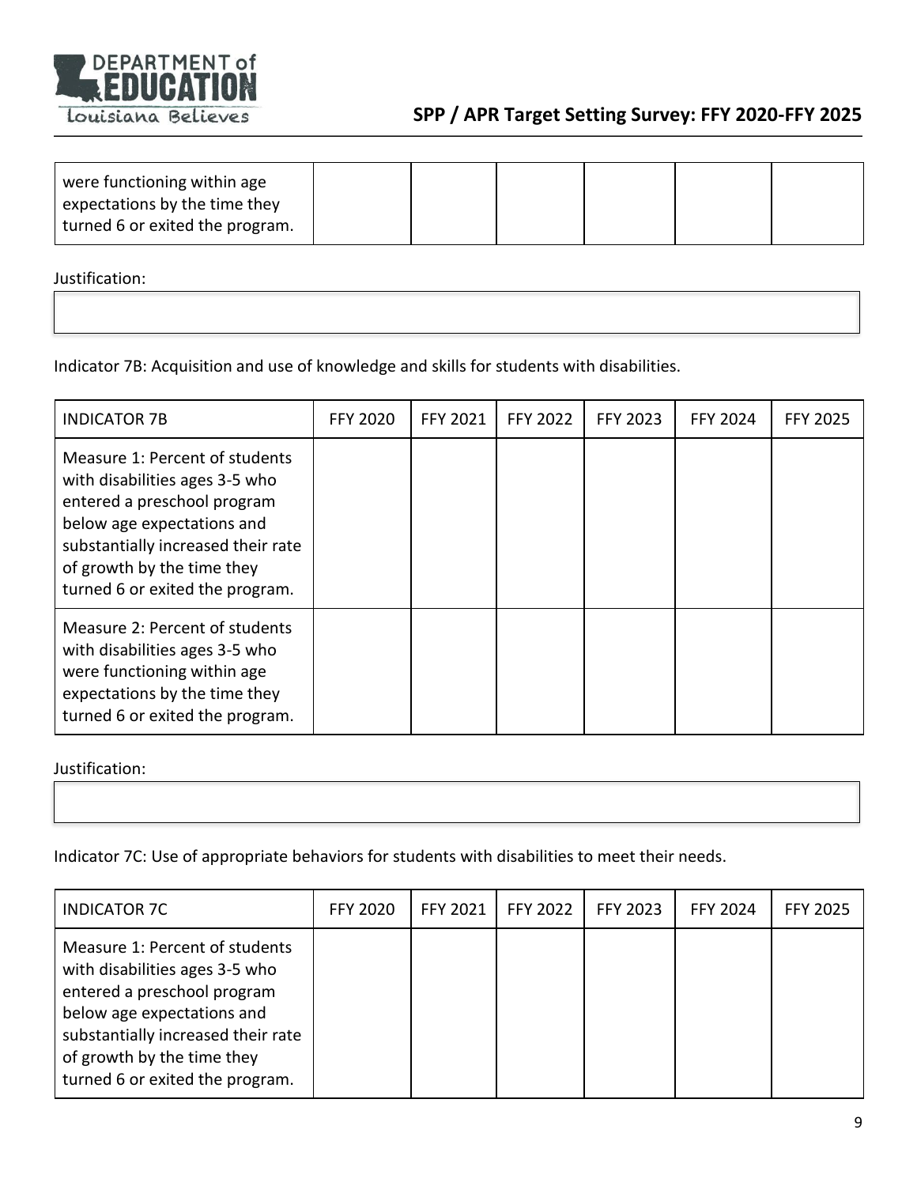| were functioning within age expectations by the time they turned 6 or exited the program. | | | | | | |
|---|---|---|---|---|---|---|

Justification:

Indicator 7B: Acquisition and use of knowledge and skills for students with disabilities.

| INDICATOR 7B | FFY 2020 | FFY 2021 | FFY 2022 | FFY 2023 | FFY 2024 | FFY 2025 |
|---|---|---|---|---|---|---|
| Measure 1: Percent of students with disabilities ages 3-5 who entered a preschool program below age expectations and substantially increased their rate of growth by the time they turned 6 or exited the program. | | | | | | |
| Measure 2: Percent of students with disabilities ages 3-5 who were functioning within age expectations by the time they turned 6 or exited the program. | | | | | | |

Justification:

Indicator 7C: Use of appropriate behaviors for students with disabilities to meet their needs.

| INDICATOR 7C | FFY 2020 | FFY 2021 | FFY 2022 | FFY 2023 | FFY 2024 | FFY 2025 |
|---|---|---|---|---|---|---|
| Measure 1: Percent of students with disabilities ages 3-5 who entered a preschool program below age expectations and substantially increased their rate of growth by the time they turned 6 or exited the program. | | | | | | |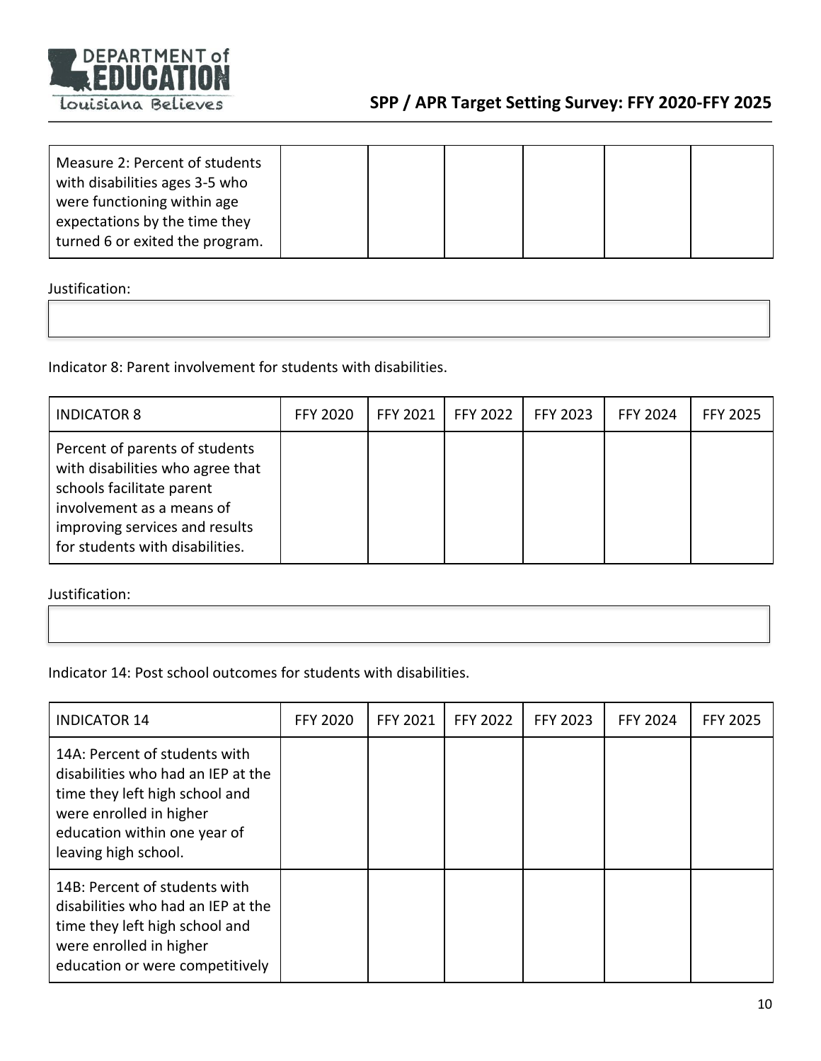| | | | | | | |
|---|---|---|---|---|---|---|
| Measure 2: Percent of students with disabilities ages 3-5 who were functioning within age expectations by the time they turned 6 or exited the program. | | | | | | |

Justification:

Indicator 8: Parent involvement for students with disabilities.

| INDICATOR 8 | FFY 2020 | FFY 2021 | FFY 2022 | FFY 2023 | FFY 2024 | FFY 2025 |
|---|---|---|---|---|---|---|
| Percent of parents of students with disabilities who agree that schools facilitate parent involvement as a means of improving services and results for students with disabilities. | | | | | | |

Justification:

Indicator 14: Post school outcomes for students with disabilities.

| INDICATOR 14 | FFY 2020 | FFY 2021 | FFY 2022 | FFY 2023 | FFY 2024 | FFY 2025 |
|---|---|---|---|---|---|---|
| 14A: Percent of students with disabilities who had an IEP at the time they left high school and were enrolled in higher education within one year of leaving high school. | | | | | | |
| 14B: Percent of students with disabilities who had an IEP at the time they left high school and were enrolled in higher education or were competitively | | | | | | |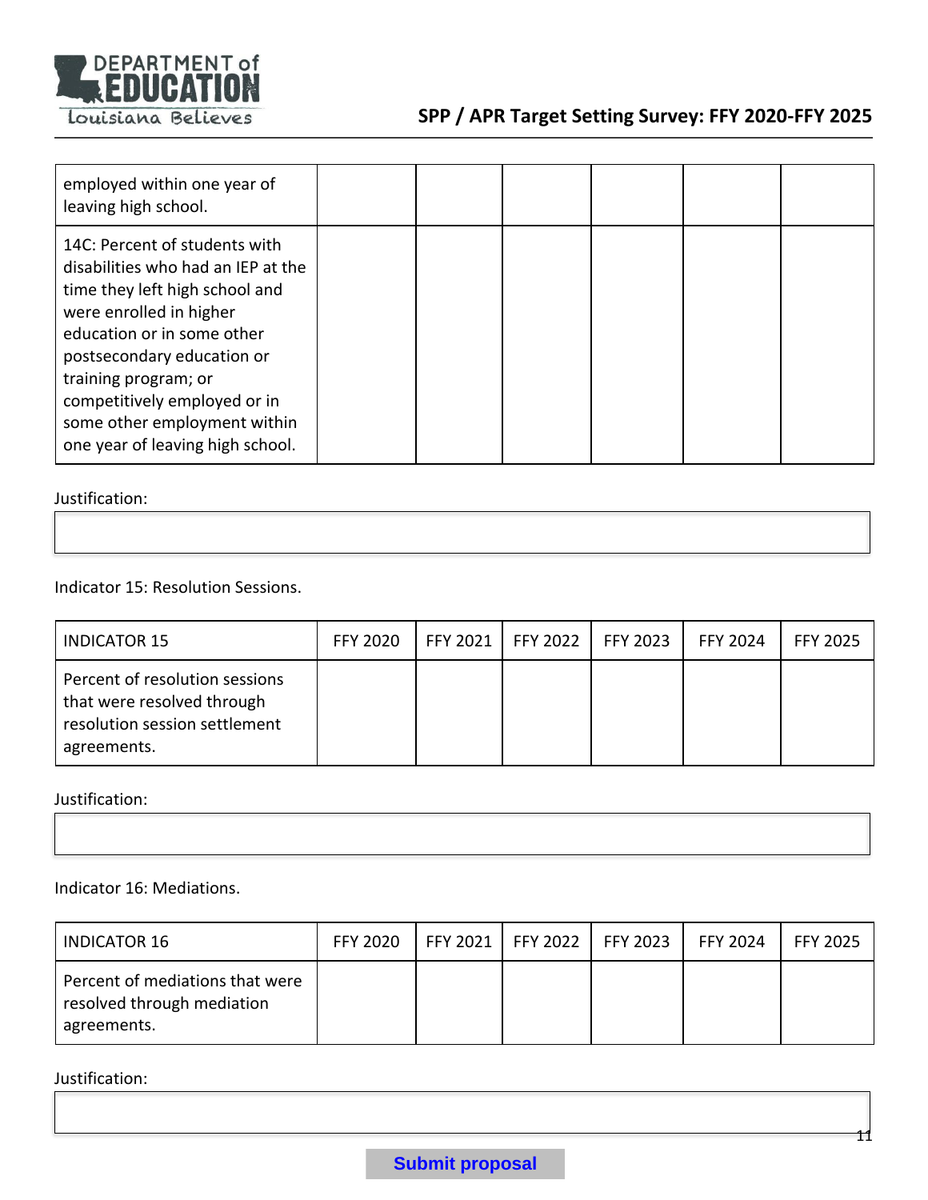| | | | | | | |
|---|---|---|---|---|---|---|
| employed within one year of leaving high school. | | | | | | |
| 14C: Percent of students with disabilities who had an IEP at the time they left high school and were enrolled in higher education or in some other postsecondary education or training program; or competitively employed or in some other employment within one year of leaving high school. | | | | | | |

Justification:

Indicator 15: Resolution Sessions.

| INDICATOR 15 | FFY 2020 | FFY 2021 | FFY 2022 | FFY 2023 | FFY 2024 | FFY 2025 |
|---|---|---|---|---|---|---|
| Percent of resolution sessions that were resolved through resolution session settlement agreements. | | | | | | |

Justification:

Indicator 16: Mediations.

| INDICATOR 16 | FFY 2020 | FFY 2021 | FFY 2022 | FFY 2023 | FFY 2024 | FFY 2025 |
|---|---|---|---|---|---|---|
| Percent of mediations that were resolved through mediation agreements. | | | | | | |

Justification:

Submit proposal